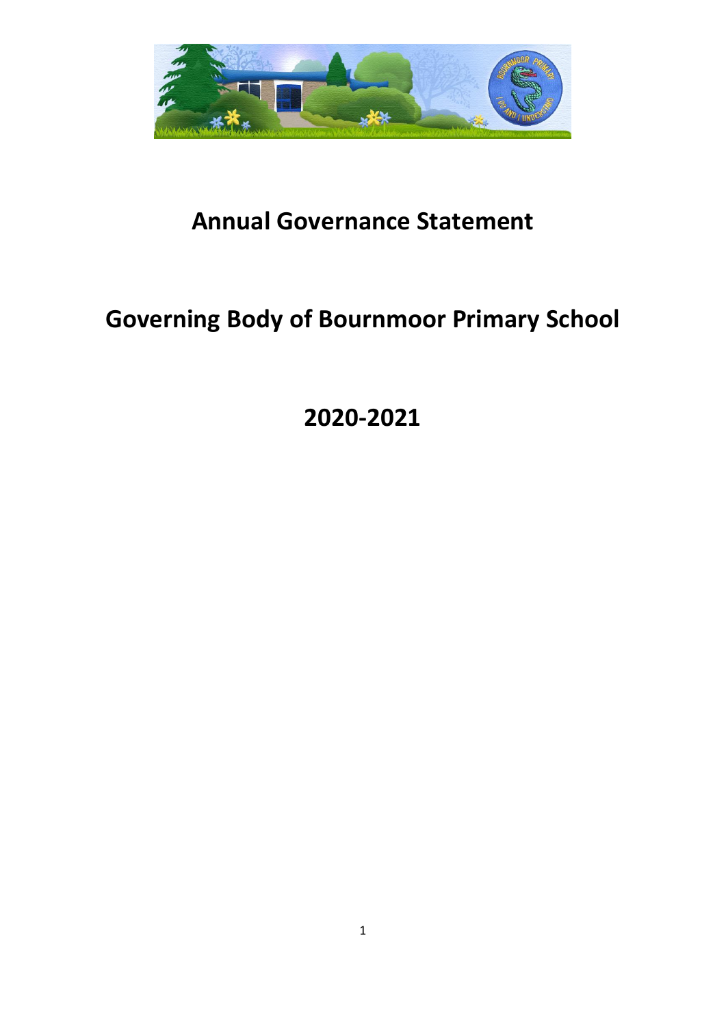# Annual Governance Statement

# Governing Body of Bournmoor Primary School

# 2020-2021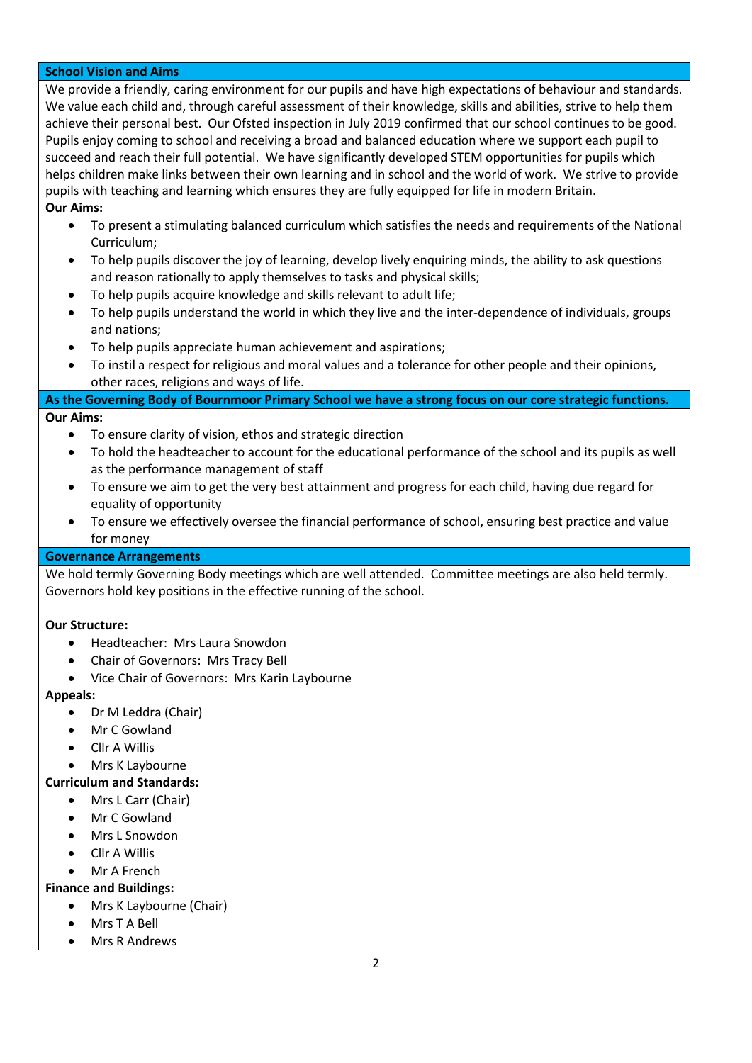## School Vision and Aims

We provide a friendly, caring environment for our pupils and have high expectations of behaviour and standards. We value each child and, through careful assessment of their knowledge, skills and abilities, strive to help them achieve their personal best. Our Ofsted inspection in July 2019 confirmed that our school continues to be good. Pupils enjoy coming to school and receiving a broad and balanced education where we support each pupil to succeed and reach their full potential. We have significantly developed STEM opportunities for pupils which helps children make links between their own learning and in school and the world of work. We strive to provide pupils with teaching and learning which ensures they are fully equipped for life in modern Britain.

**Our Aims:**

- To present a stimulating balanced curriculum which satisfies the needs and requirements of the National Curriculum;
- To help pupils discover the joy of learning, develop lively enquiring minds, the ability to ask questions and reason rationally to apply themselves to tasks and physical skills;
- To help pupils acquire knowledge and skills relevant to adult life;
- To help pupils understand the world in which they live and the inter-dependence of individuals, groups and nations;
- To help pupils appreciate human achievement and aspirations;
- To instil a respect for religious and moral values and a tolerance for other people and their opinions, other races, religions and ways of life.

## As the Governing Body of Bournmoor Primary School we have a strong focus on our core strategic functions.

**Our Aims:**

- To ensure clarity of vision, ethos and strategic direction
- To hold the headteacher to account for the educational performance of the school and its pupils as well as the performance management of staff
- To ensure we aim to get the very best attainment and progress for each child, having due regard for equality of opportunity
- To ensure we effectively oversee the financial performance of school, ensuring best practice and value for money

## Governance Arrangements

We hold termly Governing Body meetings which are well attended. Committee meetings are also held termly. Governors hold key positions in the effective running of the school.

**Our Structure:**

- Headteacher: Mrs Laura Snowdon
- Chair of Governors: Mrs Tracy Bell
- Vice Chair of Governors: Mrs Karin Laybourne

**Appeals:**

- Dr M Leddra (Chair)
- Mr C Gowland
- Cllr A Willis
- Mrs K Laybourne

**Curriculum and Standards:**

- Mrs L Carr (Chair)
- Mr C Gowland
- Mrs L Snowdon
- Cllr A Willis
- Mr A French

**Finance and Buildings:**

- Mrs K Laybourne (Chair)
- Mrs T A Bell
- Mrs R Andrews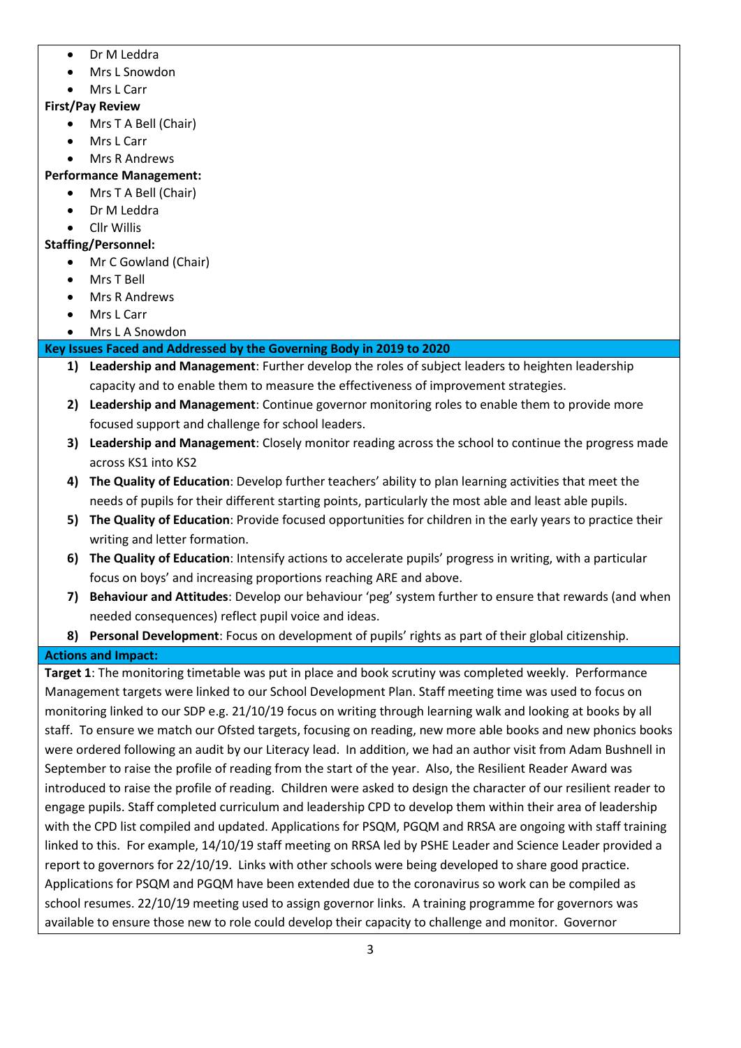- Dr M Leddra
- Mrs L Snowdon
- Mrs L Carr

**First/Pay Review**

- Mrs T A Bell (Chair)
- Mrs L Carr
- Mrs R Andrews

**Performance Management:**

- Mrs T A Bell (Chair)
- Dr M Leddra
- Cllr Willis

**Staffing/Personnel:**

- Mr C Gowland (Chair)
- Mrs T Bell
- Mrs R Andrews
- Mrs L Carr
- Mrs L A Snowdon

**Key Issues Faced and Addressed by the Governing Body in 2019 to 2020**

1) **Leadership and Management**: Further develop the roles of subject leaders to heighten leadership capacity and to enable them to measure the effectiveness of improvement strategies.
2) **Leadership and Management**: Continue governor monitoring roles to enable them to provide more focused support and challenge for school leaders.
3) **Leadership and Management**: Closely monitor reading across the school to continue the progress made across KS1 into KS2
4) **The Quality of Education**: Develop further teachers' ability to plan learning activities that meet the needs of pupils for their different starting points, particularly the most able and least able pupils.
5) **The Quality of Education**: Provide focused opportunities for children in the early years to practice their writing and letter formation.
6) **The Quality of Education**: Intensify actions to accelerate pupils' progress in writing, with a particular focus on boys' and increasing proportions reaching ARE and above.
7) **Behaviour and Attitudes**: Develop our behaviour 'peg' system further to ensure that rewards (and when needed consequences) reflect pupil voice and ideas.
8) **Personal Development**: Focus on development of pupils' rights as part of their global citizenship.

**Actions and Impact:**

**Target 1**: The monitoring timetable was put in place and book scrutiny was completed weekly. Performance Management targets were linked to our School Development Plan. Staff meeting time was used to focus on monitoring linked to our SDP e.g. 21/10/19 focus on writing through learning walk and looking at books by all staff. To ensure we match our Ofsted targets, focusing on reading, new more able books and new phonics books were ordered following an audit by our Literacy lead. In addition, we had an author visit from Adam Bushnell in September to raise the profile of reading from the start of the year. Also, the Resilient Reader Award was introduced to raise the profile of reading. Children were asked to design the character of our resilient reader to engage pupils. Staff completed curriculum and leadership CPD to develop them within their area of leadership with the CPD list compiled and updated. Applications for PSQM, PGQM and RRSA are ongoing with staff training linked to this. For example, 14/10/19 staff meeting on RRSA led by PSHE Leader and Science Leader provided a report to governors for 22/10/19. Links with other schools were being developed to share good practice. Applications for PSQM and PGQM have been extended due to the coronavirus so work can be compiled as school resumes. 22/10/19 meeting used to assign governor links. A training programme for governors was available to ensure those new to role could develop their capacity to challenge and monitor. Governor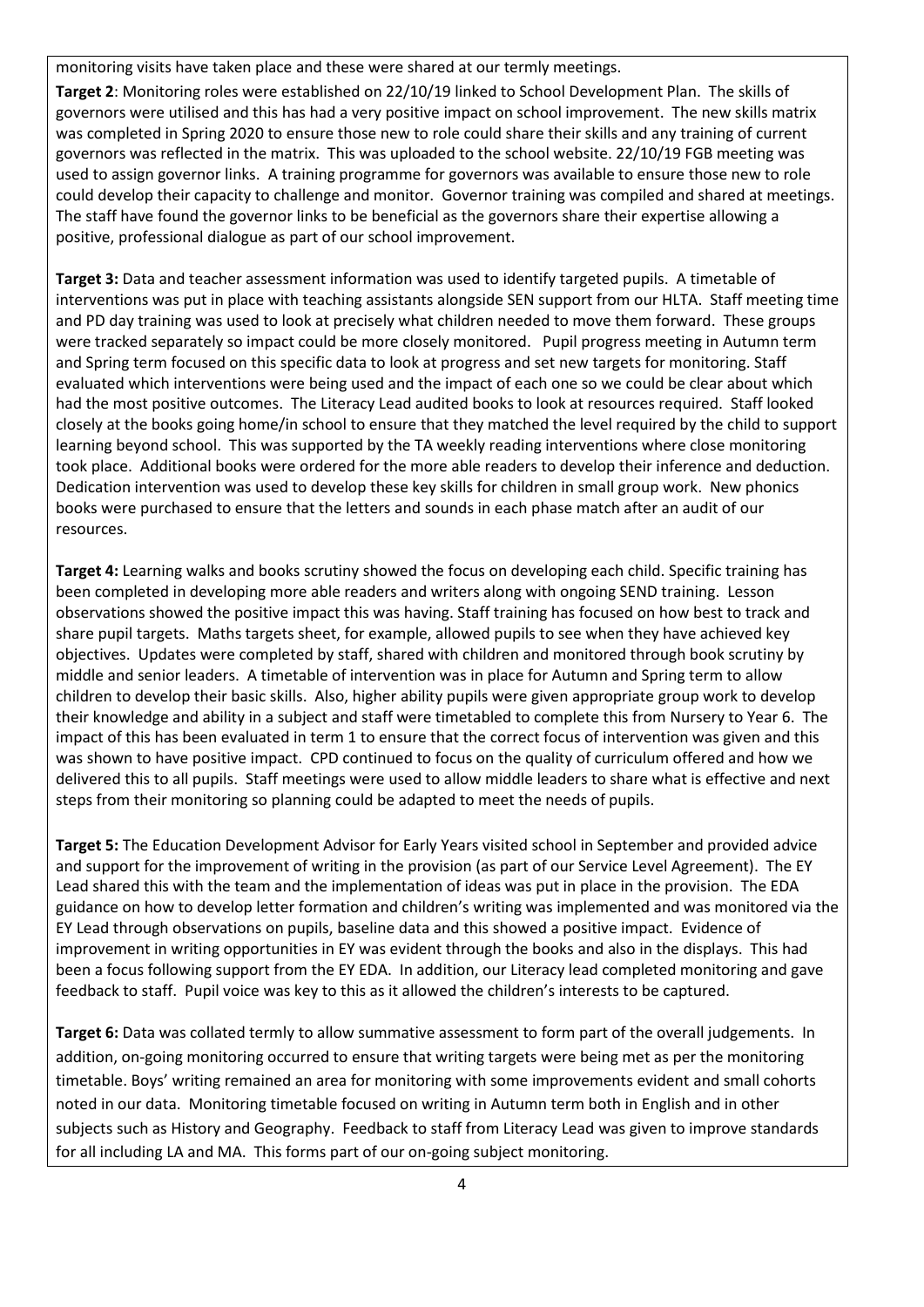monitoring visits have taken place and these were shared at our termly meetings.

**Target 2**: Monitoring roles were established on 22/10/19 linked to School Development Plan. The skills of governors were utilised and this has had a very positive impact on school improvement. The new skills matrix was completed in Spring 2020 to ensure those new to role could share their skills and any training of current governors was reflected in the matrix. This was uploaded to the school website. 22/10/19 FGB meeting was used to assign governor links. A training programme for governors was available to ensure those new to role could develop their capacity to challenge and monitor. Governor training was compiled and shared at meetings. The staff have found the governor links to be beneficial as the governors share their expertise allowing a positive, professional dialogue as part of our school improvement.

**Target 3:** Data and teacher assessment information was used to identify targeted pupils. A timetable of interventions was put in place with teaching assistants alongside SEN support from our HLTA. Staff meeting time and PD day training was used to look at precisely what children needed to move them forward. These groups were tracked separately so impact could be more closely monitored. Pupil progress meeting in Autumn term and Spring term focused on this specific data to look at progress and set new targets for monitoring. Staff evaluated which interventions were being used and the impact of each one so we could be clear about which had the most positive outcomes. The Literacy Lead audited books to look at resources required. Staff looked closely at the books going home/in school to ensure that they matched the level required by the child to support learning beyond school. This was supported by the TA weekly reading interventions where close monitoring took place. Additional books were ordered for the more able readers to develop their inference and deduction. Dedication intervention was used to develop these key skills for children in small group work. New phonics books were purchased to ensure that the letters and sounds in each phase match after an audit of our resources.

**Target 4:** Learning walks and books scrutiny showed the focus on developing each child. Specific training has been completed in developing more able readers and writers along with ongoing SEND training. Lesson observations showed the positive impact this was having. Staff training has focused on how best to track and share pupil targets. Maths targets sheet, for example, allowed pupils to see when they have achieved key objectives. Updates were completed by staff, shared with children and monitored through book scrutiny by middle and senior leaders. A timetable of intervention was in place for Autumn and Spring term to allow children to develop their basic skills. Also, higher ability pupils were given appropriate group work to develop their knowledge and ability in a subject and staff were timetabled to complete this from Nursery to Year 6. The impact of this has been evaluated in term 1 to ensure that the correct focus of intervention was given and this was shown to have positive impact. CPD continued to focus on the quality of curriculum offered and how we delivered this to all pupils. Staff meetings were used to allow middle leaders to share what is effective and next steps from their monitoring so planning could be adapted to meet the needs of pupils.

**Target 5:** The Education Development Advisor for Early Years visited school in September and provided advice and support for the improvement of writing in the provision (as part of our Service Level Agreement). The EY Lead shared this with the team and the implementation of ideas was put in place in the provision. The EDA guidance on how to develop letter formation and children's writing was implemented and was monitored via the EY Lead through observations on pupils, baseline data and this showed a positive impact. Evidence of improvement in writing opportunities in EY was evident through the books and also in the displays. This had been a focus following support from the EY EDA. In addition, our Literacy lead completed monitoring and gave feedback to staff. Pupil voice was key to this as it allowed the children's interests to be captured.

**Target 6:** Data was collated termly to allow summative assessment to form part of the overall judgements. In addition, on-going monitoring occurred to ensure that writing targets were being met as per the monitoring timetable. Boys' writing remained an area for monitoring with some improvements evident and small cohorts noted in our data. Monitoring timetable focused on writing in Autumn term both in English and in other subjects such as History and Geography. Feedback to staff from Literacy Lead was given to improve standards for all including LA and MA. This forms part of our on-going subject monitoring.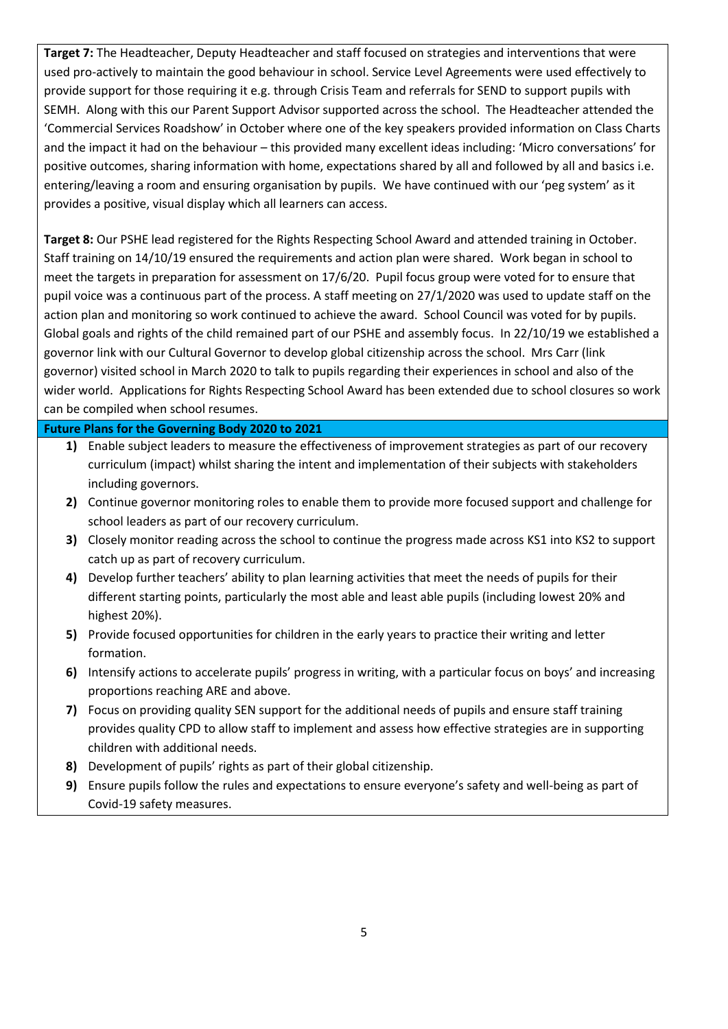**Target 7:** The Headteacher, Deputy Headteacher and staff focused on strategies and interventions that were used pro-actively to maintain the good behaviour in school. Service Level Agreements were used effectively to provide support for those requiring it e.g. through Crisis Team and referrals for SEND to support pupils with SEMH. Along with this our Parent Support Advisor supported across the school. The Headteacher attended the 'Commercial Services Roadshow' in October where one of the key speakers provided information on Class Charts and the impact it had on the behaviour – this provided many excellent ideas including: 'Micro conversations' for positive outcomes, sharing information with home, expectations shared by all and followed by all and basics i.e. entering/leaving a room and ensuring organisation by pupils. We have continued with our 'peg system' as it provides a positive, visual display which all learners can access.

**Target 8:** Our PSHE lead registered for the Rights Respecting School Award and attended training in October. Staff training on 14/10/19 ensured the requirements and action plan were shared. Work began in school to meet the targets in preparation for assessment on 17/6/20. Pupil focus group were voted for to ensure that pupil voice was a continuous part of the process. A staff meeting on 27/1/2020 was used to update staff on the action plan and monitoring so work continued to achieve the award. School Council was voted for by pupils. Global goals and rights of the child remained part of our PSHE and assembly focus. In 22/10/19 we established a governor link with our Cultural Governor to develop global citizenship across the school. Mrs Carr (link governor) visited school in March 2020 to talk to pupils regarding their experiences in school and also of the wider world. Applications for Rights Respecting School Award has been extended due to school closures so work can be compiled when school resumes.

**Future Plans for the Governing Body 2020 to 2021**

1) Enable subject leaders to measure the effectiveness of improvement strategies as part of our recovery curriculum (impact) whilst sharing the intent and implementation of their subjects with stakeholders including governors.
2) Continue governor monitoring roles to enable them to provide more focused support and challenge for school leaders as part of our recovery curriculum.
3) Closely monitor reading across the school to continue the progress made across KS1 into KS2 to support catch up as part of recovery curriculum.
4) Develop further teachers' ability to plan learning activities that meet the needs of pupils for their different starting points, particularly the most able and least able pupils (including lowest 20% and highest 20%).
5) Provide focused opportunities for children in the early years to practice their writing and letter formation.
6) Intensify actions to accelerate pupils' progress in writing, with a particular focus on boys' and increasing proportions reaching ARE and above.
7) Focus on providing quality SEN support for the additional needs of pupils and ensure staff training provides quality CPD to allow staff to implement and assess how effective strategies are in supporting children with additional needs.
8) Development of pupils' rights as part of their global citizenship.
9) Ensure pupils follow the rules and expectations to ensure everyone's safety and well-being as part of Covid-19 safety measures.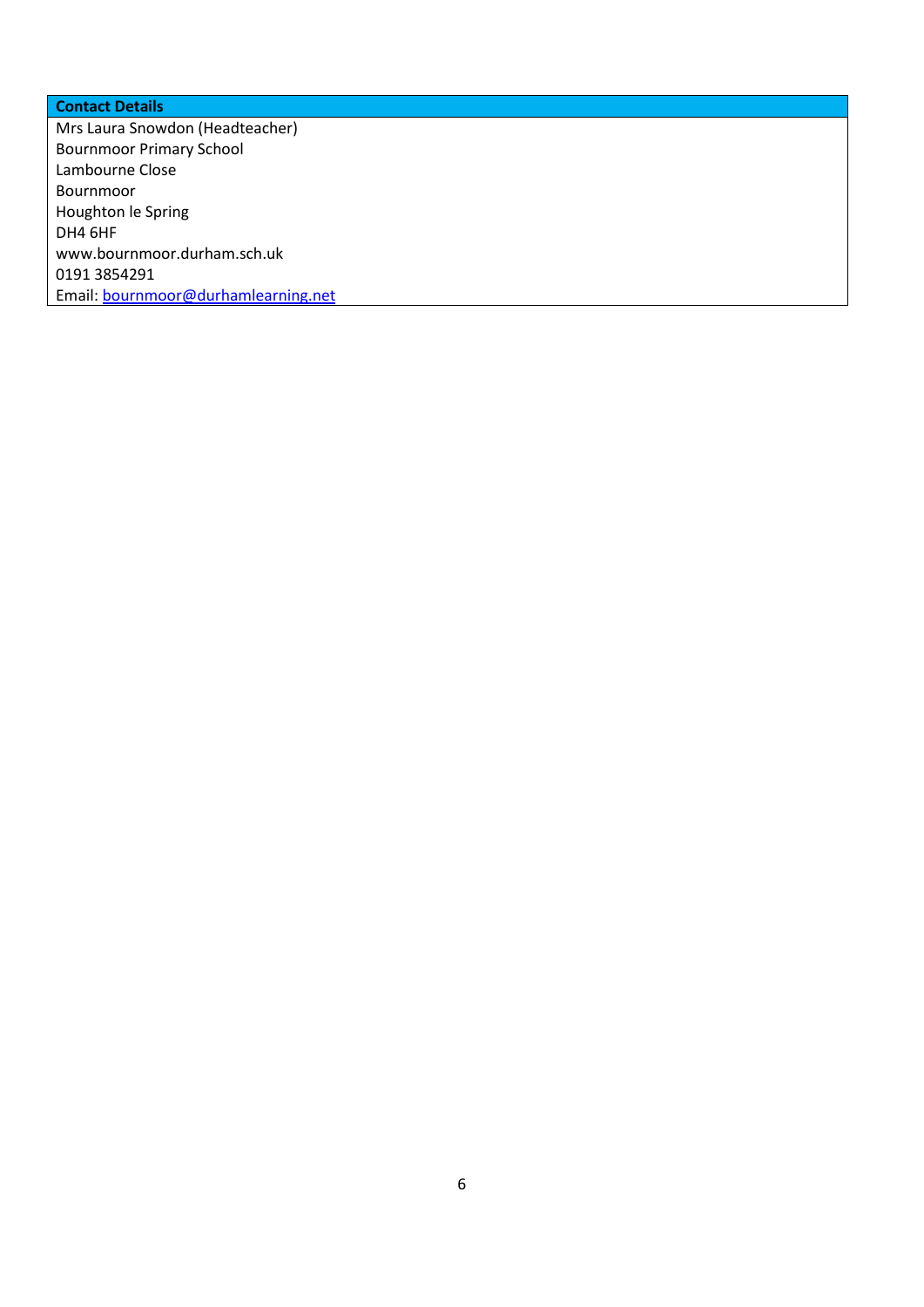| Contact Details |
| --- |
| Mrs Laura Snowdon (Headteacher)<br>Bournmoor Primary School<br>Lambourne Close<br>Bournmoor<br>Houghton le Spring<br>DH4 6HF<br>www.bournmoor.durham.sch.uk<br>0191 3854291<br>Email: bournmoor@durhamlearning.net |